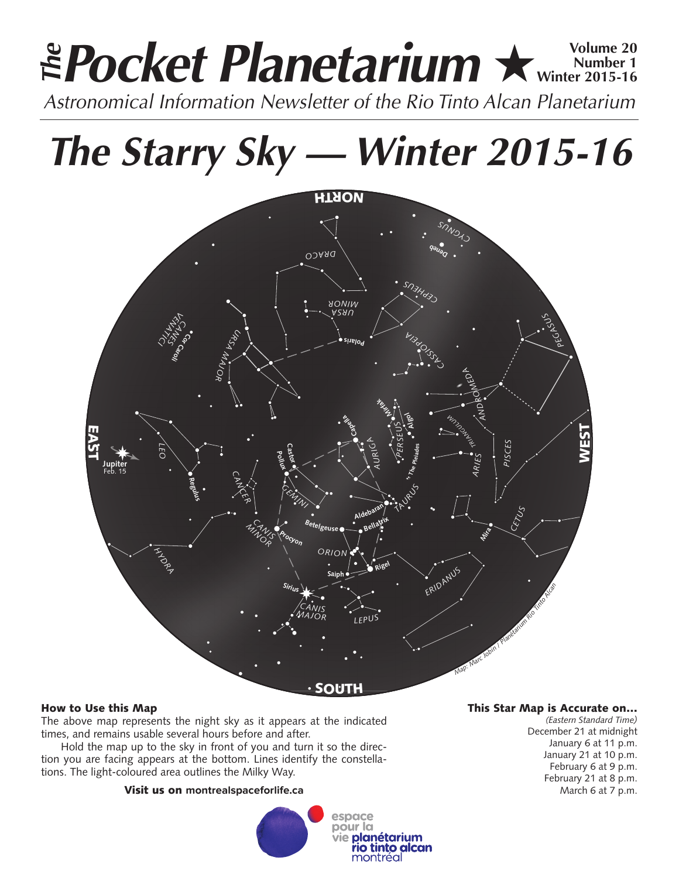# *The* Pocket Planetarium ★

**Volume 20**
**Number 1**
**Winter 2015-16**

*Astronomical Information Newsletter of the Rio Tinto Alcan Planetarium*

# *The Starry Sky — Winter 2015-16*

*Map: Marc Jobin / Planétarium Rio Tinto Alcan*

### How to Use this Map

The above map represents the night sky as it appears at the indicated times, and remains usable several hours before and after.

Hold the map up to the sky in front of you and turn it so the direction you are facing appears at the bottom. Lines identify the constellations. The light-coloured area outlines the Milky Way.

**Visit us on montrealspaceforlife.ca**

### This Star Map is Accurate on…

*(Eastern Standard Time)*
December 21 at midnight
January 6 at 11 p.m.
January 21 at 10 p.m.
February 6 at 9 p.m.
February 21 at 8 p.m.
March 6 at 7 p.m.

espace pour la vie **planétarium rio tinto alcan** montréal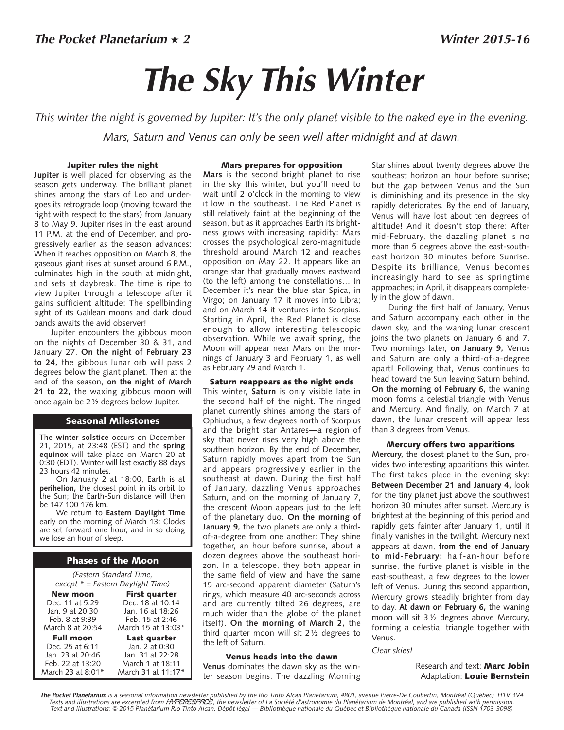# The Sky This Winter

*This winter the night is governed by Jupiter: It's the only planet visible to the naked eye in the evening. Mars, Saturn and Venus can only be seen well after midnight and at dawn.*

### Jupiter rules the night

**Jupiter** is well placed for observing as the season gets underway. The brilliant planet shines among the stars of Leo and undergoes its retrograde loop (moving toward the right with respect to the stars) from January 8 to May 9. Jupiter rises in the east around 11 P.M. at the end of December, and progressively earlier as the season advances: When it reaches opposition on March 8, the gaseous giant rises at sunset around 6 P.M., culminates high in the south at midnight, and sets at daybreak. The time is ripe to view Jupiter through a telescope after it gains sufficient altitude: The spellbinding sight of its Galilean moons and dark cloud bands awaits the avid observer!

Jupiter encounters the gibbous moon on the nights of December 30 & 31, and January 27. **On the night of February 23 to 24,** the gibbous lunar orb will pass 2 degrees below the giant planet. Then at the end of the season, **on the night of March 21 to 22,** the waxing gibbous moon will once again be 2½ degrees below Jupiter.

### Seasonal Milestones

The **winter solstice** occurs on December 21, 2015, at 23:48 (EST) and the **spring equinox** will take place on March 20 at 0:30 (EDT). Winter will last exactly 88 days 23 hours 42 minutes.

On January 2 at 18:00, Earth is at **perihelion,** the closest point in its orbit to the Sun; the Earth-Sun distance will then be 147 100 176 km.

We return to **Eastern Daylight Time** early on the morning of March 13: Clocks are set forward one hour, and in so doing we lose an hour of sleep.

### Phases of the Moon

*(Eastern Standard Time, except * = Eastern Daylight Time)*

| New moon | First quarter |
|---|---|
| Dec. 11 at 5:29 | Dec. 18 at 10:14 |
| Jan. 9 at 20:30 | Jan. 16 at 18:26 |
| Feb. 8 at 9:39 | Feb. 15 at 2:46 |
| March 8 at 20:54 | March 15 at 13:03* |
| **Full moon** | **Last quarter** |
| Dec. 25 at 6:11 | Jan. 2 at 0:30 |
| Jan. 23 at 20:46 | Jan. 31 at 22:28 |
| Feb. 22 at 13:20 | March 1 at 18:11 |
| March 23 at 8:01* | March 31 at 11:17* |

### Mars prepares for opposition

**Mars** is the second bright planet to rise in the sky this winter, but you'll need to wait until 2 o'clock in the morning to view it low in the southeast. The Red Planet is still relatively faint at the beginning of the season, but as it approaches Earth its brightness grows with increasing rapidity: Mars crosses the psychological zero-magnitude threshold around March 12 and reaches opposition on May 22. It appears like an orange star that gradually moves eastward (to the left) among the constellations… In December it's near the blue star Spica, in Virgo; on January 17 it moves into Libra; and on March 14 it ventures into Scorpius. Starting in April, the Red Planet is close enough to allow interesting telescopic observation. While we await spring, the Moon will appear near Mars on the mornings of January 3 and February 1, as well as February 29 and March 1.

### Saturn reappears as the night ends

This winter, **Saturn** is only visible late in the second half of the night. The ringed planet currently shines among the stars of Ophiuchus, a few degrees north of Scorpius and the bright star Antares—a region of sky that never rises very high above the southern horizon. By the end of December, Saturn rapidly moves apart from the Sun and appears progressively earlier in the southeast at dawn. During the first half of January, dazzling Venus approaches Saturn, and on the morning of January 7, the crescent Moon appears just to the left of the planetary duo. **On the morning of January 9,** the two planets are only a third-of-a-degree from one another: They shine together, an hour before sunrise, about a dozen degrees above the southeast horizon. In a telescope, they both appear in the same field of view and have the same 15 arc-second apparent diameter (Saturn's rings, which measure 40 arc-seconds across and are currently tilted 26 degrees, are much wider than the globe of the planet itself). **On the morning of March 2,** the third quarter moon will sit 2½ degrees to the left of Saturn.

### Venus heads into the dawn

**Venus** dominates the dawn sky as the winter season begins. The dazzling Morning Star shines about twenty degrees above the southeast horizon an hour before sunrise; but the gap between Venus and the Sun is diminishing and its presence in the sky rapidly deteriorates. By the end of January, Venus will have lost about ten degrees of altitude! And it doesn't stop there: After mid-February, the dazzling planet is no more than 5 degrees above the east-southeast horizon 30 minutes before Sunrise. Despite its brilliance, Venus becomes increasingly hard to see as springtime approaches; in April, it disappears completely in the glow of dawn.

During the first half of January, Venus and Saturn accompany each other in the dawn sky, and the waning lunar crescent joins the two planets on January 6 and 7. Two mornings later, **on January 9,** Venus and Saturn are only a third-of-a-degree apart! Following that, Venus continues to head toward the Sun leaving Saturn behind. **On the morning of February 6,** the waning moon forms a celestial triangle with Venus and Mercury. And finally, on March 7 at dawn, the lunar crescent will appear less than 3 degrees from Venus.

### Mercury offers two apparitions

**Mercury,** the closest planet to the Sun, provides two interesting apparitions this winter. The first takes place in the evening sky: **Between December 21 and January 4,** look for the tiny planet just above the southwest horizon 30 minutes after sunset. Mercury is brightest at the beginning of this period and rapidly gets fainter after January 1, until it finally vanishes in the twilight. Mercury next appears at dawn, **from the end of January to mid-February:** half-an-hour before sunrise, the furtive planet is visible in the east-southeast, a few degrees to the lower left of Venus. During this second apparition, Mercury grows steadily brighter from day to day. **At dawn on February 6,** the waning moon will sit 3½ degrees above Mercury, forming a celestial triangle together with Venus.

*Clear skies!*

Research and text: **Marc Jobin**
Adaptation: **Louie Bernstein**

*The Pocket Planetarium is a seasonal information newsletter published by the Rio Tinto Alcan Planetarium, 4801, avenue Pierre-De Coubertin, Montréal (Québec) H1V 3V4. Texts and illustrations are excerpted from HYPERESPACE, the newsletter of La Société d'astronomie du Planétarium de Montréal, and are published with permission. Text and illustrations: © 2015 Planétarium Rio Tinto Alcan. Dépôt légal — Bibliothèque nationale du Québec et Bibliothèque nationale du Canada (ISSN 1703-3098)*